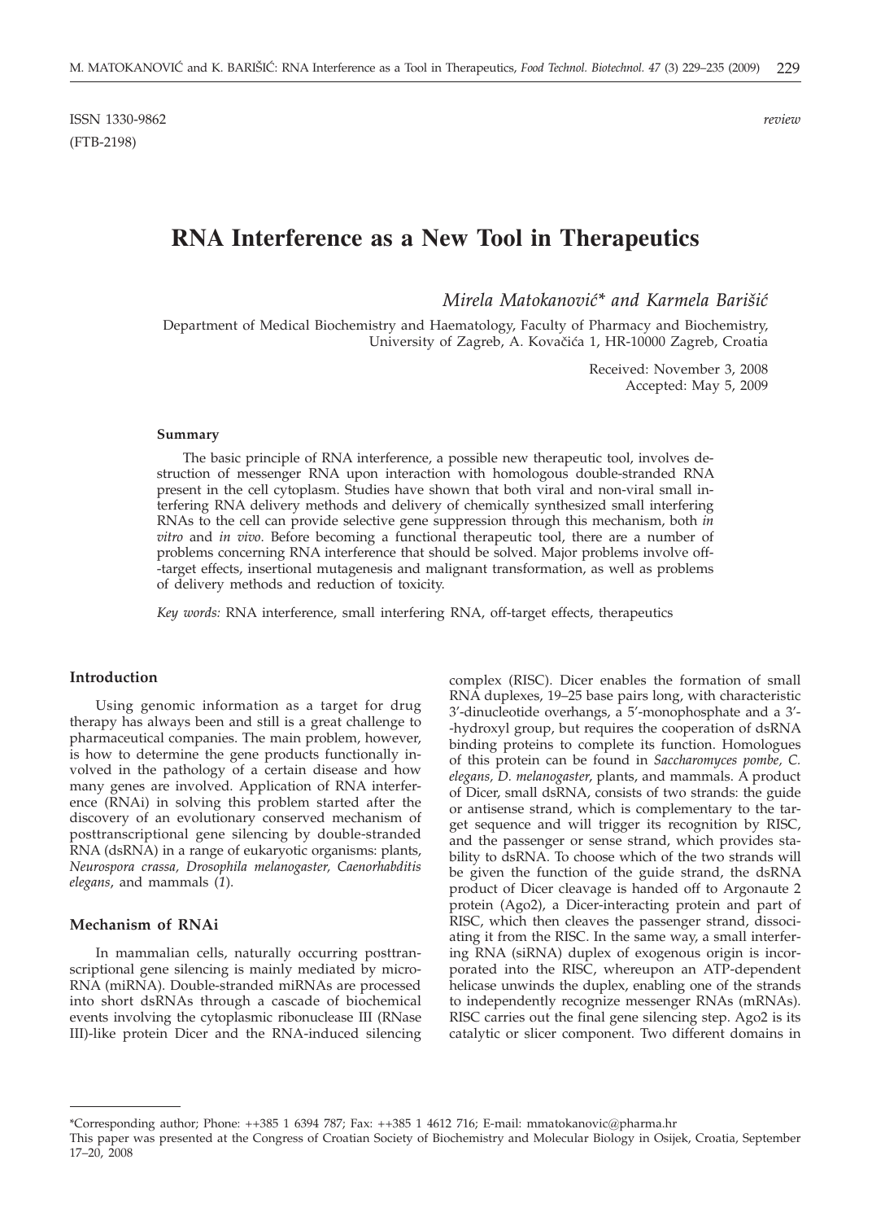ISSN 1330-9862 *review*
(FTB-2198)

# RNA Interference as a New Tool in Therapeutics

*Mirela Matokanović\* and Karmela Barišić*

Department of Medical Biochemistry and Haematology, Faculty of Pharmacy and Biochemistry, University of Zagreb, A. Kovačića 1, HR-10000 Zagreb, Croatia

Received: November 3, 2008
Accepted: May 5, 2009

### Summary

The basic principle of RNA interference, a possible new therapeutic tool, involves destruction of messenger RNA upon interaction with homologous double-stranded RNA present in the cell cytoplasm. Studies have shown that both viral and non-viral small interfering RNA delivery methods and delivery of chemically synthesized small interfering RNAs to the cell can provide selective gene suppression through this mechanism, both *in vitro* and *in vivo*. Before becoming a functional therapeutic tool, there are a number of problems concerning RNA interference that should be solved. Major problems involve off-target effects, insertional mutagenesis and malignant transformation, as well as problems of delivery methods and reduction of toxicity.

*Key words:* RNA interference, small interfering RNA, off-target effects, therapeutics

## Introduction

Using genomic information as a target for drug therapy has always been and still is a great challenge to pharmaceutical companies. The main problem, however, is how to determine the gene products functionally involved in the pathology of a certain disease and how many genes are involved. Application of RNA interference (RNAi) in solving this problem started after the discovery of an evolutionary conserved mechanism of posttranscriptional gene silencing by double-stranded RNA (dsRNA) in a range of eukaryotic organisms: plants, *Neurospora crassa, Drosophila melanogaster, Caenorhabditis elegans*, and mammals (*1*).

## Mechanism of RNAi

In mammalian cells, naturally occurring posttranscriptional gene silencing is mainly mediated by microRNA (miRNA). Double-stranded miRNAs are processed into short dsRNAs through a cascade of biochemical events involving the cytoplasmic ribonuclease III (RNase III)-like protein Dicer and the RNA-induced silencing complex (RISC). Dicer enables the formation of small RNA duplexes, 19–25 base pairs long, with characteristic 3′-dinucleotide overhangs, a 5′-monophosphate and a 3′-hydroxyl group, but requires the cooperation of dsRNA binding proteins to complete its function. Homologues of this protein can be found in *Saccharomyces pombe, C. elegans, D. melanogaster*, plants, and mammals. A product of Dicer, small dsRNA, consists of two strands: the guide or antisense strand, which is complementary to the target sequence and will trigger its recognition by RISC, and the passenger or sense strand, which provides stability to dsRNA. To choose which of the two strands will be given the function of the guide strand, the dsRNA product of Dicer cleavage is handed off to Argonaute 2 protein (Ago2), a Dicer-interacting protein and part of RISC, which then cleaves the passenger strand, dissociating it from the RISC. In the same way, a small interfering RNA (siRNA) duplex of exogenous origin is incorporated into the RISC, whereupon an ATP-dependent helicase unwinds the duplex, enabling one of the strands to independently recognize messenger RNAs (mRNAs). RISC carries out the final gene silencing step. Ago2 is its catalytic or slicer component. Two different domains in

\*Corresponding author; Phone: ++385 1 6394 787; Fax: ++385 1 4612 716; E-mail: mmatokanovic@pharma.hr
This paper was presented at the Congress of Croatian Society of Biochemistry and Molecular Biology in Osijek, Croatia, September 17–20, 2008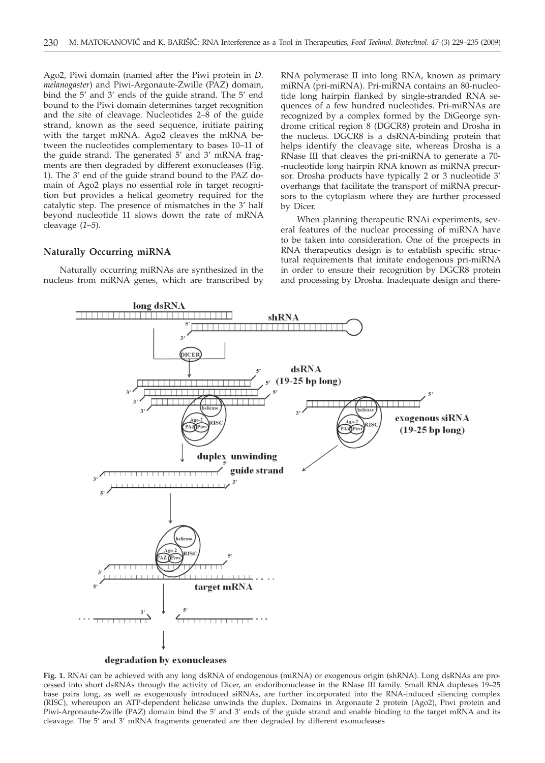Ago2, Piwi domain (named after the Piwi protein in *D. melanogaster*) and Piwi-Argonaute-Zwille (PAZ) domain, bind the 5' and 3' ends of the guide strand. The 5' end bound to the Piwi domain determines target recognition and the site of cleavage. Nucleotides 2–8 of the guide strand, known as the seed sequence, initiate pairing with the target mRNA. Ago2 cleaves the mRNA between the nucleotides complementary to bases 10–11 of the guide strand. The generated 5' and 3' mRNA fragments are then degraded by different exonucleases (Fig. 1). The 3' end of the guide strand bound to the PAZ domain of Ago2 plays no essential role in target recognition but provides a helical geometry required for the catalytic step. The presence of mismatches in the 3' half beyond nucleotide 11 slows down the rate of mRNA cleavage (*1–5*).

## Naturally Occurring miRNA

Naturally occurring miRNAs are synthesized in the nucleus from miRNA genes, which are transcribed by RNA polymerase II into long RNA, known as primary miRNA (pri-miRNA). Pri-miRNA contains an 80-nucleotide long hairpin flanked by single-stranded RNA sequences of a few hundred nucleotides. Pri-miRNAs are recognized by a complex formed by the DiGeorge syndrome critical region 8 (DGCR8) protein and Drosha in the nucleus. DGCR8 is a dsRNA-binding protein that helps identify the cleavage site, whereas Drosha is a RNase III that cleaves the pri-miRNA to generate a 70-nucleotide long hairpin RNA known as miRNA precursor. Drosha products have typically 2 or 3 nucleotide 3' overhangs that facilitate the transport of miRNA precursors to the cytoplasm where they are further processed by Dicer.

When planning therapeutic RNAi experiments, several features of the nuclear processing of miRNA have to be taken into consideration. One of the prospects in RNA therapeutics design is to establish specific structural requirements that imitate endogenous pri-miRNA in order to ensure their recognition by DGCR8 protein and processing by Drosha. Inadequate design and there-

**Fig. 1.** RNAi can be achieved with any long dsRNA of endogenous (miRNA) or exogenous origin (shRNA). Long dsRNAs are processed into short dsRNAs through the activity of Dicer, an endoribonuclease in the RNase III family. Small RNA duplexes 19–25 base pairs long, as well as exogenously introduced siRNAs, are further incorporated into the RNA-induced silencing complex (RISC), whereupon an ATP-dependent helicase unwinds the duplex. Domains in Argonaute 2 protein (Ago2), Piwi protein and Piwi-Argonaute-Zwille (PAZ) domain bind the 5' and 3' ends of the guide strand and enable binding to the target mRNA and its cleavage. The 5' and 3' mRNA fragments generated are then degraded by different exonucleases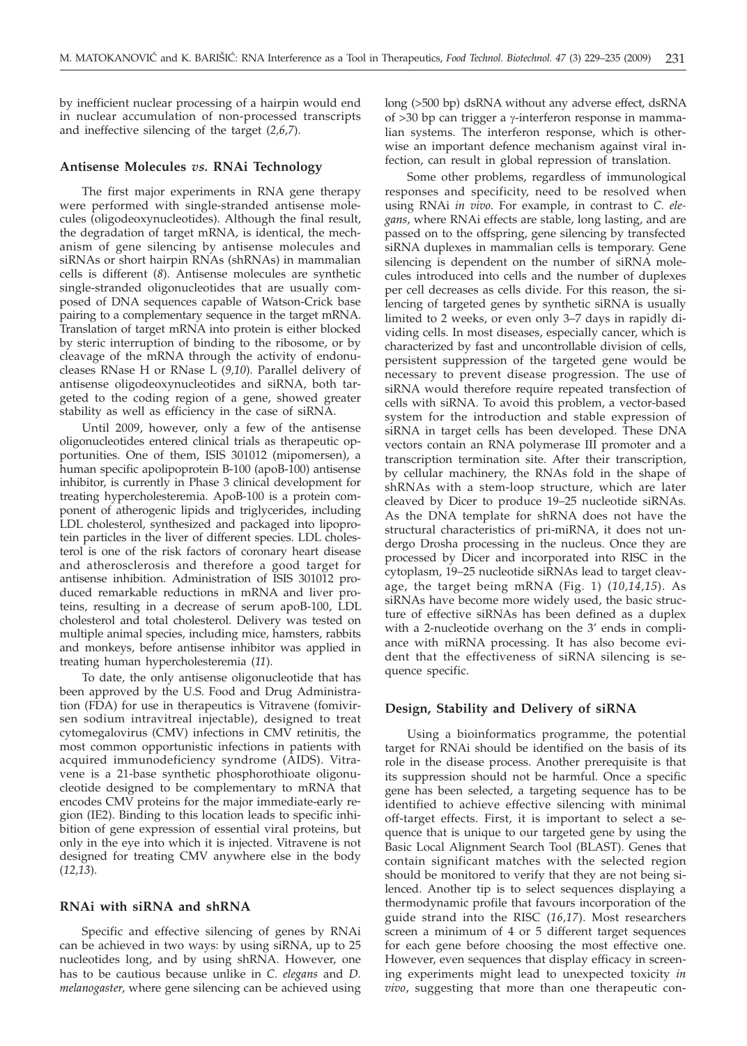by inefficient nuclear processing of a hairpin would end in nuclear accumulation of non-processed transcripts and ineffective silencing of the target (*2,6,7*).

## Antisense Molecules *vs.* RNAi Technology

The first major experiments in RNA gene therapy were performed with single-stranded antisense molecules (oligodeoxynucleotides). Although the final result, the degradation of target mRNA, is identical, the mechanism of gene silencing by antisense molecules and siRNAs or short hairpin RNAs (shRNAs) in mammalian cells is different (*8*). Antisense molecules are synthetic single-stranded oligonucleotides that are usually composed of DNA sequences capable of Watson-Crick base pairing to a complementary sequence in the target mRNA. Translation of target mRNA into protein is either blocked by steric interruption of binding to the ribosome, or by cleavage of the mRNA through the activity of endonucleases RNase H or RNase L (*9,10*). Parallel delivery of antisense oligodeoxynucleotides and siRNA, both targeted to the coding region of a gene, showed greater stability as well as efficiency in the case of siRNA.

Until 2009, however, only a few of the antisense oligonucleotides entered clinical trials as therapeutic opportunities. One of them, ISIS 301012 (mipomersen), a human specific apolipoprotein B-100 (apoB-100) antisense inhibitor, is currently in Phase 3 clinical development for treating hypercholesteremia. ApoB-100 is a protein component of atherogenic lipids and triglycerides, including LDL cholesterol, synthesized and packaged into lipoprotein particles in the liver of different species. LDL cholesterol is one of the risk factors of coronary heart disease and atherosclerosis and therefore a good target for antisense inhibition. Administration of ISIS 301012 produced remarkable reductions in mRNA and liver proteins, resulting in a decrease of serum apoB-100, LDL cholesterol and total cholesterol. Delivery was tested on multiple animal species, including mice, hamsters, rabbits and monkeys, before antisense inhibitor was applied in treating human hypercholesteremia (*11*).

To date, the only antisense oligonucleotide that has been approved by the U.S. Food and Drug Administration (FDA) for use in therapeutics is Vitravene (fomivirsen sodium intravitreal injectable), designed to treat cytomegalovirus (CMV) infections in CMV retinitis, the most common opportunistic infections in patients with acquired immunodeficiency syndrome (AIDS). Vitravene is a 21-base synthetic phosphorothioate oligonucleotide designed to be complementary to mRNA that encodes CMV proteins for the major immediate-early region (IE2). Binding to this location leads to specific inhibition of gene expression of essential viral proteins, but only in the eye into which it is injected. Vitravene is not designed for treating CMV anywhere else in the body (*12,13*).

## RNAi with siRNA and shRNA

Specific and effective silencing of genes by RNAi can be achieved in two ways: by using siRNA, up to 25 nucleotides long, and by using shRNA. However, one has to be cautious because unlike in *C. elegans* and *D. melanogaster*, where gene silencing can be achieved using long (>500 bp) dsRNA without any adverse effect, dsRNA of >30 bp can trigger a $\gamma$-interferon response in mammalian systems. The interferon response, which is otherwise an important defence mechanism against viral infection, can result in global repression of translation.

Some other problems, regardless of immunological responses and specificity, need to be resolved when using RNAi *in vivo*. For example, in contrast to *C. elegans*, where RNAi effects are stable, long lasting, and are passed on to the offspring, gene silencing by transfected siRNA duplexes in mammalian cells is temporary. Gene silencing is dependent on the number of siRNA molecules introduced into cells and the number of duplexes per cell decreases as cells divide. For this reason, the silencing of targeted genes by synthetic siRNA is usually limited to 2 weeks, or even only 3–7 days in rapidly dividing cells. In most diseases, especially cancer, which is characterized by fast and uncontrollable division of cells, persistent suppression of the targeted gene would be necessary to prevent disease progression. The use of siRNA would therefore require repeated transfection of cells with siRNA. To avoid this problem, a vector-based system for the introduction and stable expression of siRNA in target cells has been developed. These DNA vectors contain an RNA polymerase III promoter and a transcription termination site. After their transcription, by cellular machinery, the RNAs fold in the shape of shRNAs with a stem-loop structure, which are later cleaved by Dicer to produce 19–25 nucleotide siRNAs. As the DNA template for shRNA does not have the structural characteristics of pri-miRNA, it does not undergo Drosha processing in the nucleus. Once they are processed by Dicer and incorporated into RISC in the cytoplasm, 19–25 nucleotide siRNAs lead to target cleavage, the target being mRNA (Fig. 1) (*10,14,15*). As siRNAs have become more widely used, the basic structure of effective siRNAs has been defined as a duplex with a 2-nucleotide overhang on the 3′ ends in compliance with miRNA processing. It has also become evident that the effectiveness of siRNA silencing is sequence specific.

## Design, Stability and Delivery of siRNA

Using a bioinformatics programme, the potential target for RNAi should be identified on the basis of its role in the disease process. Another prerequisite is that its suppression should not be harmful. Once a specific gene has been selected, a targeting sequence has to be identified to achieve effective silencing with minimal off-target effects. First, it is important to select a sequence that is unique to our targeted gene by using the Basic Local Alignment Search Tool (BLAST). Genes that contain significant matches with the selected region should be monitored to verify that they are not being silenced. Another tip is to select sequences displaying a thermodynamic profile that favours incorporation of the guide strand into the RISC (*16,17*). Most researchers screen a minimum of 4 or 5 different target sequences for each gene before choosing the most effective one. However, even sequences that display efficacy in screening experiments might lead to unexpected toxicity *in vivo*, suggesting that more than one therapeutic con-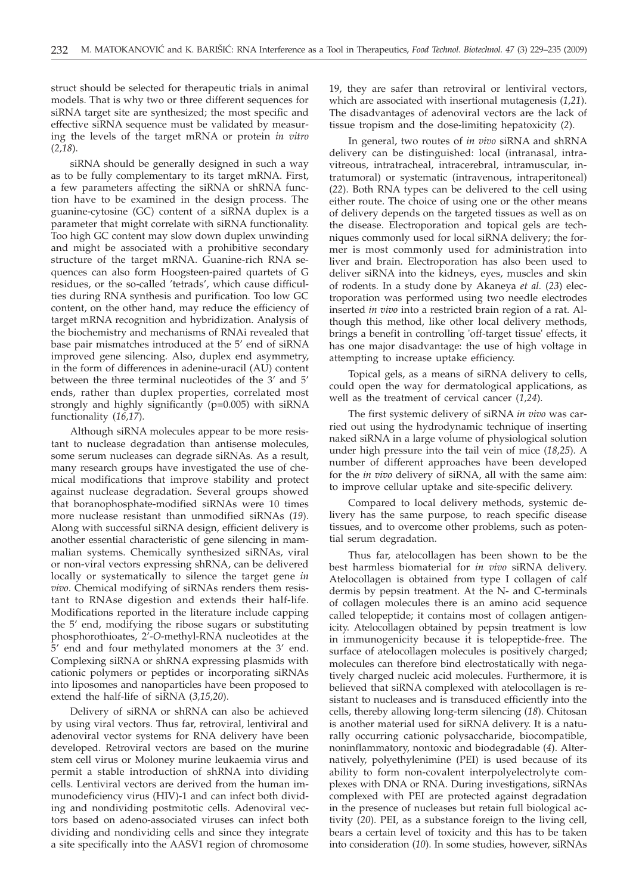struct should be selected for therapeutic trials in animal models. That is why two or three different sequences for siRNA target site are synthesized; the most specific and effective siRNA sequence must be validated by measuring the levels of the target mRNA or protein *in vitro* (*2,18*).

siRNA should be generally designed in such a way as to be fully complementary to its target mRNA. First, a few parameters affecting the siRNA or shRNA function have to be examined in the design process. The guanine-cytosine (GC) content of a siRNA duplex is a parameter that might correlate with siRNA functionality. Too high GC content may slow down duplex unwinding and might be associated with a prohibitive secondary structure of the target mRNA. Guanine-rich RNA sequences can also form Hoogsteen-paired quartets of G residues, or the so-called 'tetrads', which cause difficulties during RNA synthesis and purification. Too low GC content, on the other hand, may reduce the efficiency of target mRNA recognition and hybridization. Analysis of the biochemistry and mechanisms of RNAi revealed that base pair mismatches introduced at the 5' end of siRNA improved gene silencing. Also, duplex end asymmetry, in the form of differences in adenine-uracil (AU) content between the three terminal nucleotides of the 3' and 5' ends, rather than duplex properties, correlated most strongly and highly significantly (p=0.005) with siRNA functionality (*16,17*).

Although siRNA molecules appear to be more resistant to nuclease degradation than antisense molecules, some serum nucleases can degrade siRNAs. As a result, many research groups have investigated the use of chemical modifications that improve stability and protect against nuclease degradation. Several groups showed that boranophosphate-modified siRNAs were 10 times more nuclease resistant than unmodified siRNAs (*19*). Along with successful siRNA design, efficient delivery is another essential characteristic of gene silencing in mammalian systems. Chemically synthesized siRNAs, viral or non-viral vectors expressing shRNA, can be delivered locally or systematically to silence the target gene *in vivo*. Chemical modifying of siRNAs renders them resistant to RNAse digestion and extends their half-life. Modifications reported in the literature include capping the 5' end, modifying the ribose sugars or substituting phosphorothioates, 2'-*O*-methyl-RNA nucleotides at the 5' end and four methylated monomers at the 3' end. Complexing siRNA or shRNA expressing plasmids with cationic polymers or peptides or incorporating siRNAs into liposomes and nanoparticles have been proposed to extend the half-life of siRNA (*3,15,20*).

Delivery of siRNA or shRNA can also be achieved by using viral vectors. Thus far, retroviral, lentiviral and adenoviral vector systems for RNA delivery have been developed. Retroviral vectors are based on the murine stem cell virus or Moloney murine leukaemia virus and permit a stable introduction of shRNA into dividing cells. Lentiviral vectors are derived from the human immunodeficiency virus (HIV)-1 and can infect both dividing and nondividing postmitotic cells. Adenoviral vectors based on adeno-associated viruses can infect both dividing and nondividing cells and since they integrate a site specifically into the AASV1 region of chromosome 19, they are safer than retroviral or lentiviral vectors, which are associated with insertional mutagenesis (*1,21*). The disadvantages of adenoviral vectors are the lack of tissue tropism and the dose-limiting hepatoxicity (*2*).

In general, two routes of *in vivo* siRNA and shRNA delivery can be distinguished: local (intranasal, intravitreous, intratracheal, intracerebral, intramuscular, intratumoral) or systematic (intravenous, intraperitoneal) (*22*). Both RNA types can be delivered to the cell using either route. The choice of using one or the other means of delivery depends on the targeted tissues as well as on the disease. Electroporation and topical gels are techniques commonly used for local siRNA delivery; the former is most commonly used for administration into liver and brain. Electroporation has also been used to deliver siRNA into the kidneys, eyes, muscles and skin of rodents. In a study done by Akaneya *et al.* (*23*) electroporation was performed using two needle electrodes inserted *in vivo* into a restricted brain region of a rat. Although this method, like other local delivery methods, brings a benefit in controlling 'off-target tissue' effects, it has one major disadvantage: the use of high voltage in attempting to increase uptake efficiency.

Topical gels, as a means of siRNA delivery to cells, could open the way for dermatological applications, as well as the treatment of cervical cancer (*1,24*).

The first systemic delivery of siRNA *in vivo* was carried out using the hydrodynamic technique of inserting naked siRNA in a large volume of physiological solution under high pressure into the tail vein of mice (*18,25*). A number of different approaches have been developed for the *in vivo* delivery of siRNA, all with the same aim: to improve cellular uptake and site-specific delivery.

Compared to local delivery methods, systemic delivery has the same purpose, to reach specific disease tissues, and to overcome other problems, such as potential serum degradation.

Thus far, atelocollagen has been shown to be the best harmless biomaterial for *in vivo* siRNA delivery. Atelocollagen is obtained from type I collagen of calf dermis by pepsin treatment. At the N- and C-terminals of collagen molecules there is an amino acid sequence called telopeptide; it contains most of collagen antigenicity. Atelocollagen obtained by pepsin treatment is low in immunogenicity because it is telopeptide-free. The surface of atelocollagen molecules is positively charged; molecules can therefore bind electrostatically with negatively charged nucleic acid molecules. Furthermore, it is believed that siRNA complexed with atelocollagen is resistant to nucleases and is transduced efficiently into the cells, thereby allowing long-term silencing (*18*). Chitosan is another material used for siRNA delivery. It is a naturally occurring cationic polysaccharide, biocompatible, noninflammatory, nontoxic and biodegradable (*4*). Alternatively, polyethylenimine (PEI) is used because of its ability to form non-covalent interpolyelectrolyte complexes with DNA or RNA. During investigations, siRNAs complexed with PEI are protected against degradation in the presence of nucleases but retain full biological activity (*20*). PEI, as a substance foreign to the living cell, bears a certain level of toxicity and this has to be taken into consideration (*10*). In some studies, however, siRNAs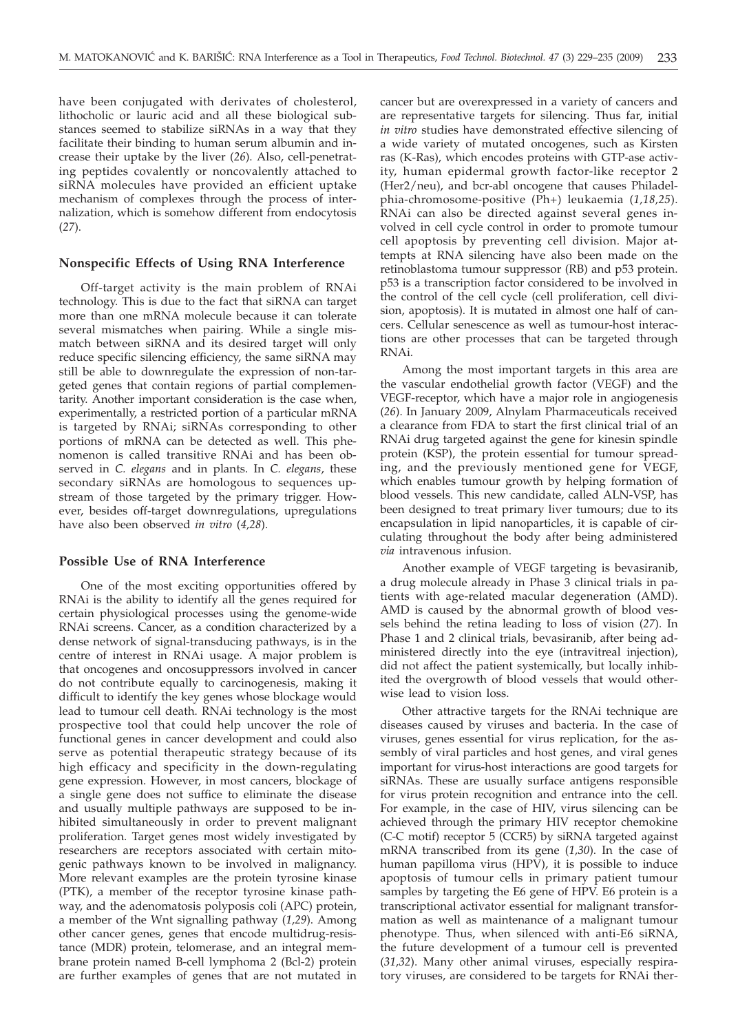have been conjugated with derivates of cholesterol, lithocholic or lauric acid and all these biological substances seemed to stabilize siRNAs in a way that they facilitate their binding to human serum albumin and increase their uptake by the liver (*26*). Also, cell-penetrating peptides covalently or noncovalently attached to siRNA molecules have provided an efficient uptake mechanism of complexes through the process of internalization, which is somehow different from endocytosis (*27*).

## Nonspecific Effects of Using RNA Interference

Off-target activity is the main problem of RNAi technology. This is due to the fact that siRNA can target more than one mRNA molecule because it can tolerate several mismatches when pairing. While a single mismatch between siRNA and its desired target will only reduce specific silencing efficiency, the same siRNA may still be able to downregulate the expression of non-targeted genes that contain regions of partial complementarity. Another important consideration is the case when, experimentally, a restricted portion of a particular mRNA is targeted by RNAi; siRNAs corresponding to other portions of mRNA can be detected as well. This phenomenon is called transitive RNAi and has been observed in *C. elegans* and in plants. In *C. elegans*, these secondary siRNAs are homologous to sequences upstream of those targeted by the primary trigger. However, besides off-target downregulations, upregulations have also been observed *in vitro* (*4,28*).

## Possible Use of RNA Interference

One of the most exciting opportunities offered by RNAi is the ability to identify all the genes required for certain physiological processes using the genome-wide RNAi screens. Cancer, as a condition characterized by a dense network of signal-transducing pathways, is in the centre of interest in RNAi usage. A major problem is that oncogenes and oncosuppressors involved in cancer do not contribute equally to carcinogenesis, making it difficult to identify the key genes whose blockage would lead to tumour cell death. RNAi technology is the most prospective tool that could help uncover the role of functional genes in cancer development and could also serve as potential therapeutic strategy because of its high efficacy and specificity in the down-regulating gene expression. However, in most cancers, blockage of a single gene does not suffice to eliminate the disease and usually multiple pathways are supposed to be inhibited simultaneously in order to prevent malignant proliferation. Target genes most widely investigated by researchers are receptors associated with certain mitogenic pathways known to be involved in malignancy. More relevant examples are the protein tyrosine kinase (PTK), a member of the receptor tyrosine kinase pathway, and the adenomatosis polyposis coli (APC) protein, a member of the Wnt signalling pathway (*1,29*). Among other cancer genes, genes that encode multidrug-resistance (MDR) protein, telomerase, and an integral membrane protein named B-cell lymphoma 2 (Bcl-2) protein are further examples of genes that are not mutated in cancer but are overexpressed in a variety of cancers and are representative targets for silencing. Thus far, initial *in vitro* studies have demonstrated effective silencing of a wide variety of mutated oncogenes, such as Kirsten ras (K-Ras), which encodes proteins with GTP-ase activity, human epidermal growth factor-like receptor 2 (Her2/neu), and bcr-abl oncogene that causes Philadelphia-chromosome-positive (Ph+) leukaemia (*1,18,25*). RNAi can also be directed against several genes involved in cell cycle control in order to promote tumour cell apoptosis by preventing cell division. Major attempts at RNA silencing have also been made on the retinoblastoma tumour suppressor (RB) and p53 protein. p53 is a transcription factor considered to be involved in the control of the cell cycle (cell proliferation, cell division, apoptosis). It is mutated in almost one half of cancers. Cellular senescence as well as tumour-host interactions are other processes that can be targeted through RNAi.

Among the most important targets in this area are the vascular endothelial growth factor (VEGF) and the VEGF-receptor, which have a major role in angiogenesis (*26*). In January 2009, Alnylam Pharmaceuticals received a clearance from FDA to start the first clinical trial of an RNAi drug targeted against the gene for kinesin spindle protein (KSP), the protein essential for tumour spreading, and the previously mentioned gene for VEGF, which enables tumour growth by helping formation of blood vessels. This new candidate, called ALN-VSP, has been designed to treat primary liver tumours; due to its encapsulation in lipid nanoparticles, it is capable of circulating throughout the body after being administered *via* intravenous infusion.

Another example of VEGF targeting is bevasiranib, a drug molecule already in Phase 3 clinical trials in patients with age-related macular degeneration (AMD). AMD is caused by the abnormal growth of blood vessels behind the retina leading to loss of vision (*27*). In Phase 1 and 2 clinical trials, bevasiranib, after being administered directly into the eye (intravitreal injection), did not affect the patient systemically, but locally inhibited the overgrowth of blood vessels that would otherwise lead to vision loss.

Other attractive targets for the RNAi technique are diseases caused by viruses and bacteria. In the case of viruses, genes essential for virus replication, for the assembly of viral particles and host genes, and viral genes important for virus-host interactions are good targets for siRNAs. These are usually surface antigens responsible for virus protein recognition and entrance into the cell. For example, in the case of HIV, virus silencing can be achieved through the primary HIV receptor chemokine (C-C motif) receptor 5 (CCR5) by siRNA targeted against mRNA transcribed from its gene (*1,30*). In the case of human papilloma virus (HPV), it is possible to induce apoptosis of tumour cells in primary patient tumour samples by targeting the E6 gene of HPV. E6 protein is a transcriptional activator essential for malignant transformation as well as maintenance of a malignant tumour phenotype. Thus, when silenced with anti-E6 siRNA, the future development of a tumour cell is prevented (*31,32*). Many other animal viruses, especially respiratory viruses, are considered to be targets for RNAi ther-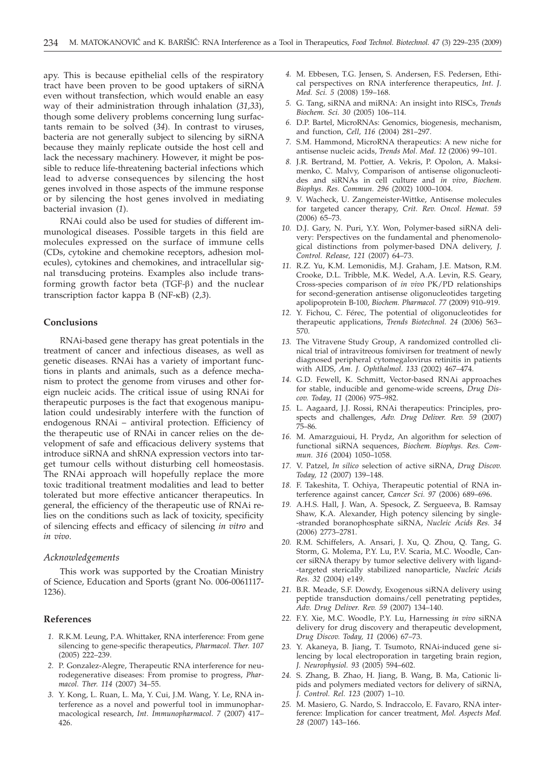apy. This is because epithelial cells of the respiratory tract have been proven to be good uptakers of siRNA even without transfection, which would enable an easy way of their administration through inhalation (*31,33*), though some delivery problems concerning lung surfactants remain to be solved (*34*). In contrast to viruses, bacteria are not generally subject to silencing by siRNA because they mainly replicate outside the host cell and lack the necessary machinery. However, it might be possible to reduce life-threatening bacterial infections which lead to adverse consequences by silencing the host genes involved in those aspects of the immune response or by silencing the host genes involved in mediating bacterial invasion (*1*).

RNAi could also be used for studies of different immunological diseases. Possible targets in this field are molecules expressed on the surface of immune cells (CDs, cytokine and chemokine receptors, adhesion molecules), cytokines and chemokines, and intracellular signal transducing proteins. Examples also include transforming growth factor beta (TGF-$\beta$) and the nuclear transcription factor kappa B (NF-$\kappa$B) (*2,3*).

## Conclusions

RNAi-based gene therapy has great potentials in the treatment of cancer and infectious diseases, as well as genetic diseases. RNAi has a variety of important functions in plants and animals, such as a defence mechanism to protect the genome from viruses and other foreign nucleic acids. The critical issue of using RNAi for therapeutic purposes is the fact that exogenous manipulation could undesirably interfere with the function of endogenous RNAi – antiviral protection. Efficiency of the therapeutic use of RNAi in cancer relies on the development of safe and efficacious delivery systems that introduce siRNA and shRNA expression vectors into target tumour cells without disturbing cell homeostasis. The RNAi approach will hopefully replace the more toxic traditional treatment modalities and lead to better tolerated but more effective anticancer therapeutics. In general, the efficiency of the therapeutic use of RNAi relies on the conditions such as lack of toxicity, specificity of silencing effects and efficacy of silencing *in vitro* and *in vivo*.

### *Acknowledgements*

This work was supported by the Croatian Ministry of Science, Education and Sports (grant No. 006-0061117-1236).

## References

1. R.K.M. Leung, P.A. Whittaker, RNA interference: From gene silencing to gene-specific therapeutics, *Pharmacol. Ther. 107* (2005) 222–239.
2. P. Gonzalez-Alegre, Therapeutic RNA interference for neurodegenerative diseases: From promise to progress, *Pharmacol. Ther. 114* (2007) 34–55.
3. Y. Kong, L. Ruan, L. Ma, Y. Cui, J.M. Wang, Y. Le, RNA interference as a novel and powerful tool in immunopharmacological research, *Int. Immunopharmacol. 7* (2007) 417–426.
4. M. Ebbesen, T.G. Jensen, S. Andersen, F.S. Pedersen, Ethical perspectives on RNA interference therapeutics, *Int. J. Med. Sci. 5* (2008) 159–168.
5. G. Tang, siRNA and miRNA: An insight into RISCs, *Trends Biochem. Sci. 30* (2005) 106–114.
6. D.P. Bartel, MicroRNAs: Genomics, biogenesis, mechanism, and function, *Cell, 116* (2004) 281–297.
7. S.M. Hammond, MicroRNA therapeutics: A new niche for antisense nucleic acids, *Trends Mol. Med. 12* (2006) 99–101.
8. J.R. Bertrand, M. Pottier, A. Vekris, P. Opolon, A. Maksimenko, C. Malvy, Comparison of antisense oligonucleotides and siRNAs in cell culture and *in vivo*, *Biochem. Biophys. Res. Commun. 296* (2002) 1000–1004.
9. V. Wacheck, U. Zangemeister-Wittke, Antisense molecules for targeted cancer therapy, *Crit. Rev. Oncol. Hemat. 59* (2006) 65–73.
10. D.J. Gary, N. Puri, Y.Y. Won, Polymer-based siRNA delivery: Perspectives on the fundamental and phenomenological distinctions from polymer-based DNA delivery, *J. Control. Release, 121* (2007) 64–73.
11. R.Z. Yu, K.M. Lemonidis, M.J. Graham, J.E. Matson, R.M. Crooke, D.L. Tribble, M.K. Wedel, A.A. Levin, R.S. Geary, Cross-species comparison of *in vivo* PK/PD relationships for second-generation antisense oligonucleotides targeting apolipoprotein B-100, *Biochem. Pharmacol. 77* (2009) 910–919.
12. Y. Fichou, C. Férec, The potential of oligonucleotides for therapeutic applications, *Trends Biotechnol. 24* (2006) 563–570.
13. The Vitravene Study Group, A randomized controlled clinical trial of intravitreous fomivirsen for treatment of newly diagnosed peripheral cytomegalovirus retinitis in patients with AIDS, *Am. J. Ophthalmol. 133* (2002) 467–474.
14. G.D. Fewell, K. Schmitt, Vector-based RNAi approaches for stable, inducible and genome-wide screens, *Drug Discov. Today, 11* (2006) 975–982.
15. L. Aagaard, J.J. Rossi, RNAi therapeutics: Principles, prospects and challenges, *Adv. Drug Deliver. Rev. 59* (2007) 75–86.
16. M. Amarzguioui, H. Prydz, An algorithm for selection of functional siRNA sequences, *Biochem. Biophys. Res. Commun. 316* (2004) 1050–1058.
17. V. Patzel, *In silico* selection of active siRNA, *Drug Discov. Today, 12* (2007) 139–148.
18. F. Takeshita, T. Ochiya, Therapeutic potential of RNA interference against cancer, *Cancer Sci. 97* (2006) 689–696.
19. A.H.S. Hall, J. Wan, A. Spesock, Z. Sergueeva, B. Ramsay Shaw, K.A. Alexander, High potency silencing by single-stranded boranophosphate siRNA, *Nucleic Acids Res. 34* (2006) 2773–2781.
20. R.M. Schiffelers, A. Ansari, J. Xu, Q. Zhou, Q. Tang, G. Storm, G. Molema, P.Y. Lu, P.V. Scaria, M.C. Woodle, Cancer siRNA therapy by tumor selective delivery with ligand-targeted sterically stabilized nanoparticle, *Nucleic Acids Res. 32* (2004) e149.
21. B.R. Meade, S.F. Dowdy, Exogenous siRNA delivery using peptide transduction domains/cell penetrating peptides, *Adv. Drug Deliver. Rev. 59* (2007) 134–140.
22. F.Y. Xie, M.C. Woodle, P.Y. Lu, Harnessing *in vivo* siRNA delivery for drug discovery and therapeutic development, *Drug Discov. Today, 11* (2006) 67–73.
23. Y. Akaneya, B. Jiang, T. Tsumoto, RNAi-induced gene silencing by local electroporation in targeting brain region, *J. Neurophysiol. 93* (2005) 594–602.
24. S. Zhang, B. Zhao, H. Jiang, B. Wang, B. Ma, Cationic lipids and polymers mediated vectors for delivery of siRNA, *J. Control. Rel. 123* (2007) 1–10.
25. M. Masiero, G. Nardo, S. Indraccolo, E. Favaro, RNA interference: Implication for cancer treatment, *Mol. Aspects Med. 28* (2007) 143–166.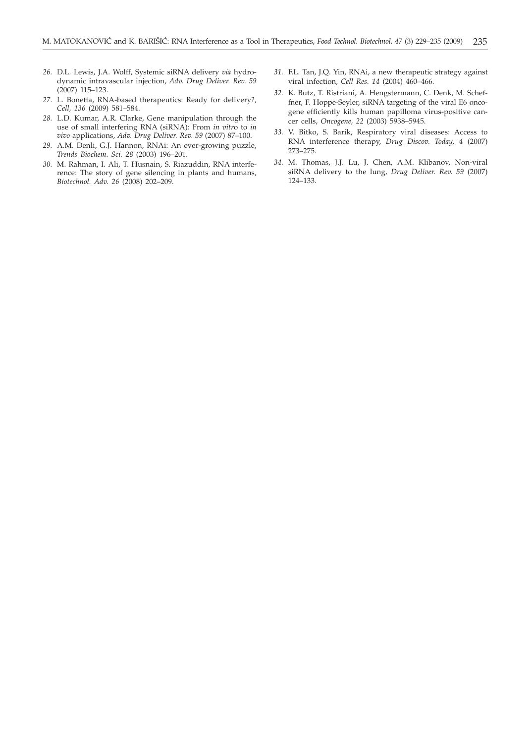*26.* D.L. Lewis, J.A. Wolff, Systemic siRNA delivery *via* hydrodynamic intravascular injection, *Adv. Drug Deliver. Rev. 59* (2007) 115–123.

*27.* L. Bonetta, RNA-based therapeutics: Ready for delivery?, *Cell, 136* (2009) 581–584.

*28.* L.D. Kumar, A.R. Clarke, Gene manipulation through the use of small interfering RNA (siRNA): From *in vitro* to *in vivo* applications, *Adv. Drug Deliver. Rev. 59* (2007) 87–100.

*29.* A.M. Denli, G.J. Hannon, RNAi: An ever-growing puzzle, *Trends Biochem. Sci. 28* (2003) 196–201.

*30.* M. Rahman, I. Ali, T. Husnain, S. Riazuddin, RNA interference: The story of gene silencing in plants and humans, *Biotechnol. Adv. 26* (2008) 202–209.

*31.* F.L. Tan, J.Q. Yin, RNAi, a new therapeutic strategy against viral infection, *Cell Res. 14* (2004) 460–466.

*32.* K. Butz, T. Ristriani, A. Hengstermann, C. Denk, M. Scheffner, F. Hoppe-Seyler, siRNA targeting of the viral E6 oncogene efficiently kills human papilloma virus-positive cancer cells, *Oncogene, 22* (2003) 5938–5945.

*33.* V. Bitko, S. Barik, Respiratory viral diseases: Access to RNA interference therapy, *Drug Discov. Today, 4* (2007) 273–275.

*34.* M. Thomas, J.J. Lu, J. Chen, A.M. Klibanov, Non-viral siRNA delivery to the lung, *Drug Deliver. Rev. 59* (2007) 124–133.